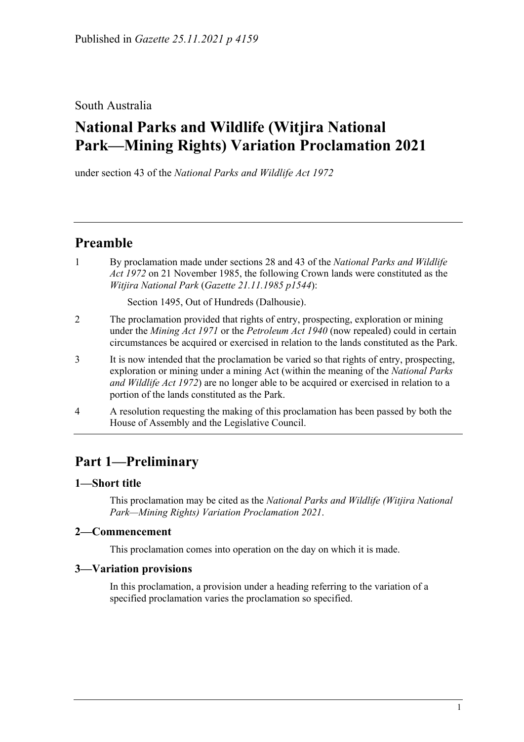Published in *Gazette 25.11.2021 p 4159*

South Australia

# National Parks and Wildlife (Witjira National Park—Mining Rights) Variation Proclamation 2021

under section 43 of the *National Parks and Wildlife Act 1972*

## Preamble

1 By proclamation made under sections 28 and 43 of the *National Parks and Wildlife Act 1972* on 21 November 1985, the following Crown lands were constituted as the *Witjira National Park* (*Gazette 21.11.1985 p1544*):

Section 1495, Out of Hundreds (Dalhousie).

2 The proclamation provided that rights of entry, prospecting, exploration or mining under the *Mining Act 1971* or the *Petroleum Act 1940* (now repealed) could in certain circumstances be acquired or exercised in relation to the lands constituted as the Park.

3 It is now intended that the proclamation be varied so that rights of entry, prospecting, exploration or mining under a mining Act (within the meaning of the *National Parks and Wildlife Act 1972*) are no longer able to be acquired or exercised in relation to a portion of the lands constituted as the Park.

4 A resolution requesting the making of this proclamation has been passed by both the House of Assembly and the Legislative Council.

## Part 1—Preliminary

### 1—Short title

This proclamation may be cited as the *National Parks and Wildlife (Witjira National Park—Mining Rights) Variation Proclamation 2021*.

### 2—Commencement

This proclamation comes into operation on the day on which it is made.

### 3—Variation provisions

In this proclamation, a provision under a heading referring to the variation of a specified proclamation varies the proclamation so specified.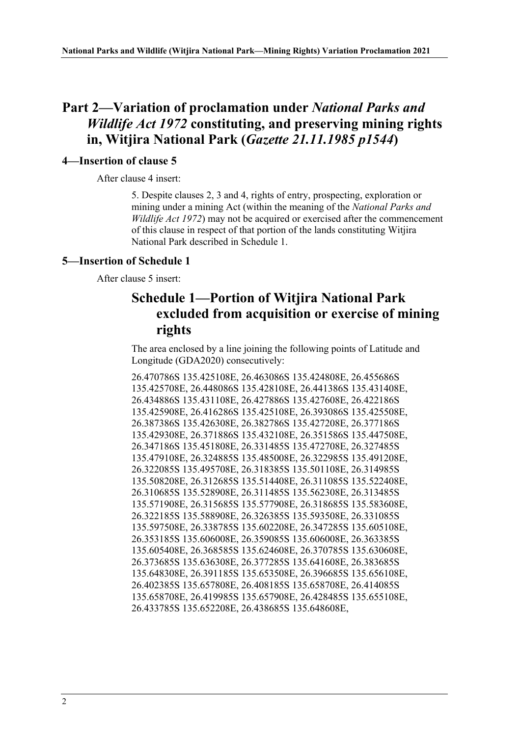## Part 2—Variation of proclamation under *National Parks and Wildlife Act 1972* constituting, and preserving mining rights in, Witjira National Park (*Gazette 21.11.1985 p1544*)

### 4—Insertion of clause 5

After clause 4 insert:

> 5. Despite clauses 2, 3 and 4, rights of entry, prospecting, exploration or mining under a mining Act (within the meaning of the *National Parks and Wildlife Act 1972*) may not be acquired or exercised after the commencement of this clause in respect of that portion of the lands constituting Witjira National Park described in Schedule 1.

### 5—Insertion of Schedule 1

After clause 5 insert:

> ## Schedule 1—Portion of Witjira National Park excluded from acquisition or exercise of mining rights
>
> The area enclosed by a line joining the following points of Latitude and Longitude (GDA2020) consecutively:
>
> 26.470786S 135.425108E, 26.463086S 135.424808E, 26.455686S 135.425708E, 26.448086S 135.428108E, 26.441386S 135.431408E, 26.434886S 135.431108E, 26.427886S 135.427608E, 26.422186S 135.425908E, 26.416286S 135.425108E, 26.393086S 135.425508E, 26.387386S 135.426308E, 26.382786S 135.427208E, 26.377186S 135.429308E, 26.371886S 135.432108E, 26.351586S 135.447508E, 26.347186S 135.451808E, 26.331485S 135.472708E, 26.327485S 135.479108E, 26.324885S 135.485008E, 26.322985S 135.491208E, 26.322085S 135.495708E, 26.318385S 135.501108E, 26.314985S 135.508208E, 26.312685S 135.514408E, 26.311085S 135.522408E, 26.310685S 135.528908E, 26.311485S 135.562308E, 26.313485S 135.571908E, 26.315685S 135.577908E, 26.318685S 135.583608E, 26.322185S 135.588908E, 26.326385S 135.593508E, 26.331085S 135.597508E, 26.338785S 135.602208E, 26.347285S 135.605108E, 26.353185S 135.606008E, 26.359085S 135.606008E, 26.363385S 135.605408E, 26.368585S 135.624608E, 26.370785S 135.630608E, 26.373685S 135.636308E, 26.377285S 135.641608E, 26.383685S 135.648308E, 26.391185S 135.653508E, 26.396685S 135.656108E, 26.402385S 135.657808E, 26.408185S 135.658708E, 26.414085S 135.658708E, 26.419985S 135.657908E, 26.428485S 135.655108E, 26.433785S 135.652208E, 26.438685S 135.648608E,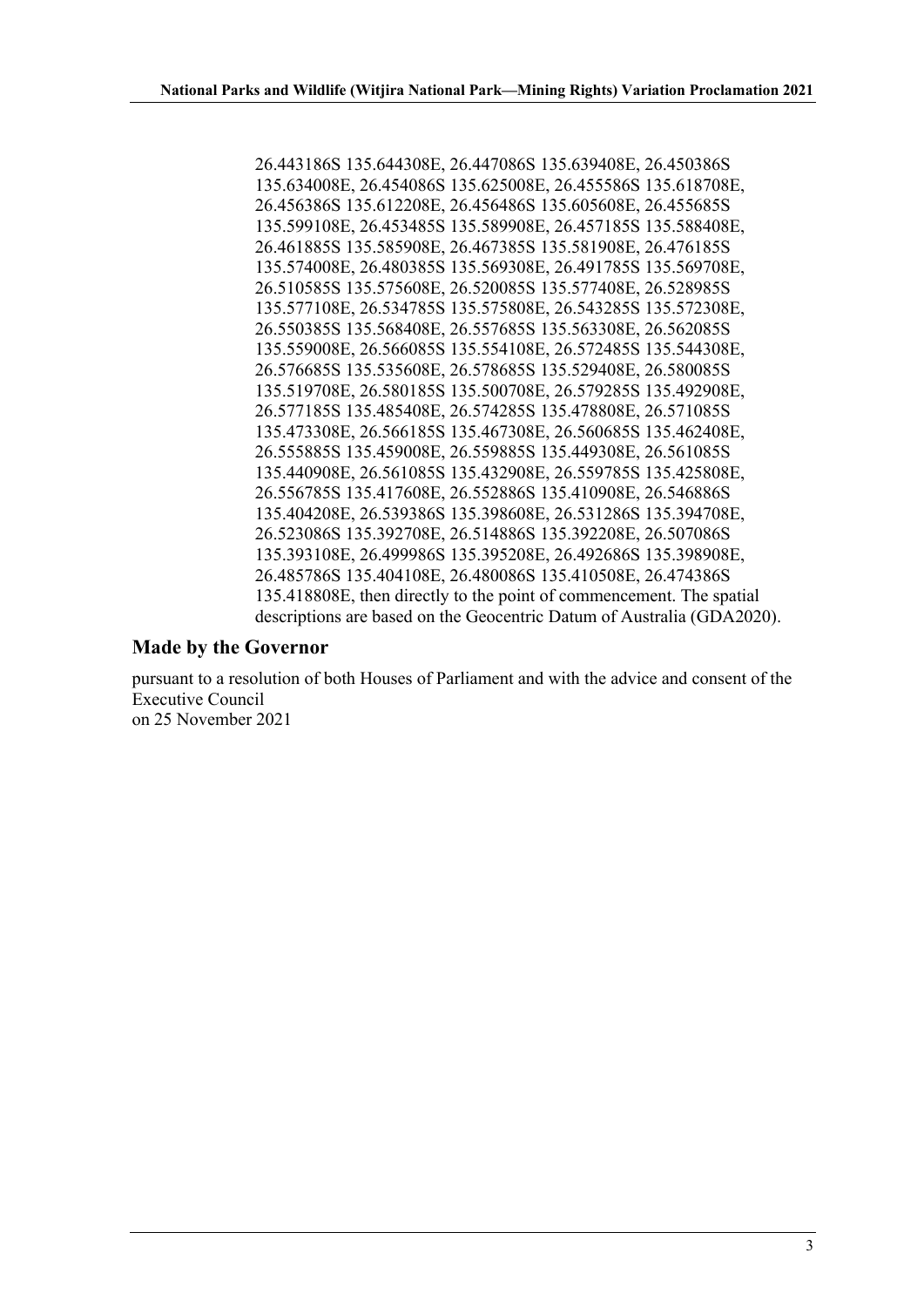26.443186S 135.644308E, 26.447086S 135.639408E, 26.450386S 135.634008E, 26.454086S 135.625008E, 26.455586S 135.618708E, 26.456386S 135.612208E, 26.456486S 135.605608E, 26.455685S 135.599108E, 26.453485S 135.589908E, 26.457185S 135.588408E, 26.461885S 135.585908E, 26.467385S 135.581908E, 26.476185S 135.574008E, 26.480385S 135.569308E, 26.491785S 135.569708E, 26.510585S 135.575608E, 26.520085S 135.577408E, 26.528985S 135.577108E, 26.534785S 135.575808E, 26.543285S 135.572308E, 26.550385S 135.568408E, 26.557685S 135.563308E, 26.562085S 135.559008E, 26.566085S 135.554108E, 26.572485S 135.544308E, 26.576685S 135.535608E, 26.578685S 135.529408E, 26.580085S 135.519708E, 26.580185S 135.500708E, 26.579285S 135.492908E, 26.577185S 135.485408E, 26.574285S 135.478808E, 26.571085S 135.473308E, 26.566185S 135.467308E, 26.560685S 135.462408E, 26.555885S 135.459008E, 26.559885S 135.449308E, 26.561085S 135.440908E, 26.561085S 135.432908E, 26.559785S 135.425808E, 26.556785S 135.417608E, 26.552886S 135.410908E, 26.546886S 135.404208E, 26.539386S 135.398608E, 26.531286S 135.394708E, 26.523086S 135.392708E, 26.514886S 135.392208E, 26.507086S 135.393108E, 26.499986S 135.395208E, 26.492686S 135.398908E, 26.485786S 135.404108E, 26.480086S 135.410508E, 26.474386S 135.418808E, then directly to the point of commencement. The spatial descriptions are based on the Geocentric Datum of Australia (GDA2020).

## Made by the Governor

pursuant to a resolution of both Houses of Parliament and with the advice and consent of the Executive Council
on 25 November 2021